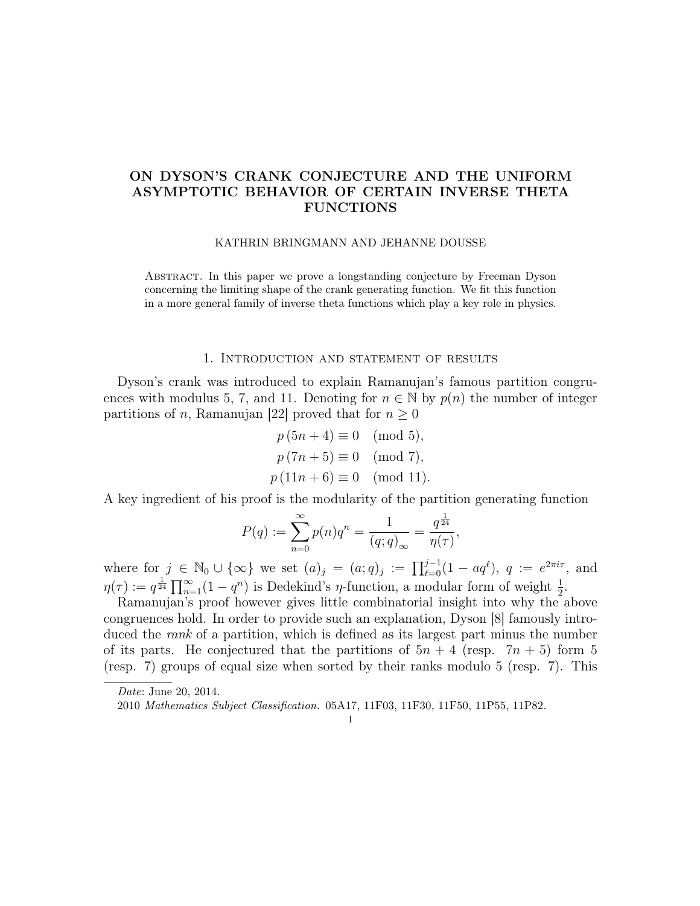# ON DYSON'S CRANK CONJECTURE AND THE UNIFORM ASYMPTOTIC BEHAVIOR OF CERTAIN INVERSE THETA FUNCTIONS

KATHRIN BRINGMANN AND JEHANNE DOUSSE

Abstract. In this paper we prove a longstanding conjecture by Freeman Dyson concerning the limiting shape of the crank generating function. We fit this function in a more general family of inverse theta functions which play a key role in physics.

## 1. Introduction and statement of results

Dyson's crank was introduced to explain Ramanujan's famous partition congruences with modulus 5, 7, and 11. Denoting for $n \in \mathbb{N}$ by $p(n)$ the number of integer partitions of $n$, Ramanujan [22] proved that for $n \geq 0$

$$
\begin{aligned}
p(5n+4) &\equiv 0 \pmod{5},\\
p(7n+5) &\equiv 0 \pmod{7},\\
p(11n+6) &\equiv 0 \pmod{11}.
\end{aligned}
$$

A key ingredient of his proof is the modularity of the partition generating function

$$
P(q) := \sum_{n=0}^{\infty} p(n) q^n = \frac{1}{(q;q)_\infty} = \frac{q^{\frac{1}{24}}}{\eta(\tau)},
$$

where for $j \in \mathbb{N}_0 \cup \{\infty\}$ we set $(a)_j = (a;q)_j := \prod_{\ell=0}^{j-1}(1 - aq^\ell)$, $q := e^{2\pi i \tau}$, and $\eta(\tau) := q^{\frac{1}{24}} \prod_{n=1}^{\infty}(1-q^n)$ is Dedekind's $\eta$-function, a modular form of weight $\frac{1}{2}$.

Ramanujan's proof however gives little combinatorial insight into why the above congruences hold. In order to provide such an explanation, Dyson [8] famously introduced the *rank* of a partition, which is defined as its largest part minus the number of its parts. He conjectured that the partitions of $5n+4$ (resp. $7n+5$) form 5 (resp. 7) groups of equal size when sorted by their ranks modulo 5 (resp. 7). This

*Date*: June 20, 2014.

2010 *Mathematics Subject Classification.* 05A17, 11F03, 11F30, 11F50, 11P55, 11P82.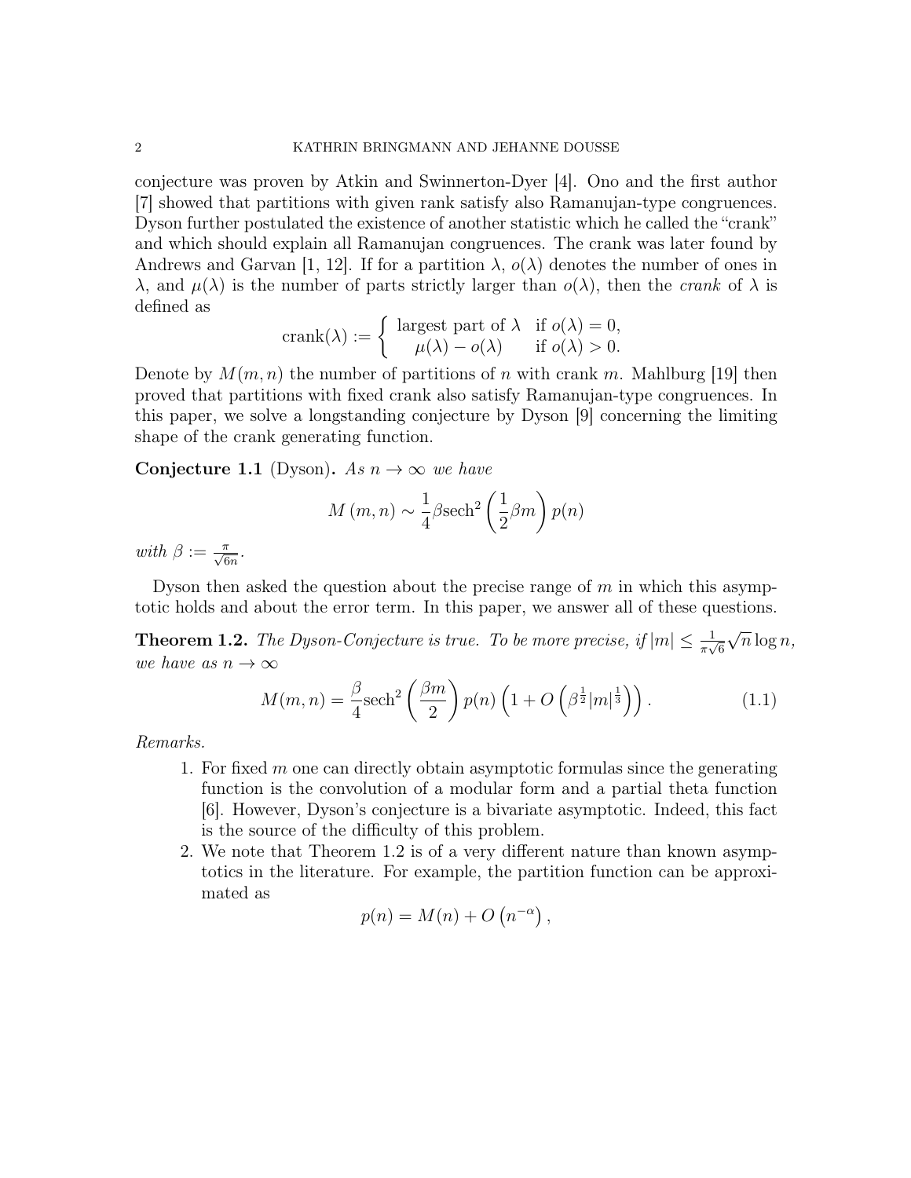conjecture was proven by Atkin and Swinnerton-Dyer [4]. Ono and the first author [7] showed that partitions with given rank satisfy also Ramanujan-type congruences. Dyson further postulated the existence of another statistic which he called the "crank" and which should explain all Ramanujan congruences. The crank was later found by Andrews and Garvan [1, 12]. If for a partition $\lambda$, $o(\lambda)$ denotes the number of ones in $\lambda$, and $\mu(\lambda)$ is the number of parts strictly larger than $o(\lambda)$, then the *crank* of $\lambda$ is defined as

$$\operatorname{crank}(\lambda) := \begin{cases} \text{largest part of } \lambda & \text{if } o(\lambda) = 0, \\ \mu(\lambda) - o(\lambda) & \text{if } o(\lambda) > 0. \end{cases}$$

Denote by $M(m, n)$ the number of partitions of $n$ with crank $m$. Mahlburg [19] then proved that partitions with fixed crank also satisfy Ramanujan-type congruences. In this paper, we solve a longstanding conjecture by Dyson [9] concerning the limiting shape of the crank generating function.

**Conjecture 1.1** (Dyson). *As $n \to \infty$ we have*

$$M(m, n) \sim \frac{1}{4}\beta \operatorname{sech}^2\left(\frac{1}{2}\beta m\right) p(n)$$

*with $\beta := \frac{\pi}{\sqrt{6n}}$.*

Dyson then asked the question about the precise range of $m$ in which this asymptotic holds and about the error term. In this paper, we answer all of these questions.

**Theorem 1.2.** *The Dyson-Conjecture is true. To be more precise, if $|m| \leq \frac{1}{\pi\sqrt{6}}\sqrt{n}\log n$, we have as $n \to \infty$*

$$M(m, n) = \frac{\beta}{4}\operatorname{sech}^2\left(\frac{\beta m}{2}\right) p(n) \left(1 + O\left(\beta^{\frac{1}{2}}|m|^{\frac{1}{3}}\right)\right). \tag{1.1}$$

*Remarks.*

1. For fixed $m$ one can directly obtain asymptotic formulas since the generating function is the convolution of a modular form and a partial theta function [6]. However, Dyson's conjecture is a bivariate asymptotic. Indeed, this fact is the source of the difficulty of this problem.
2. We note that Theorem 1.2 is of a very different nature than known asymptotics in the literature. For example, the partition function can be approximated as

$$p(n) = M(n) + O\left(n^{-\alpha}\right),$$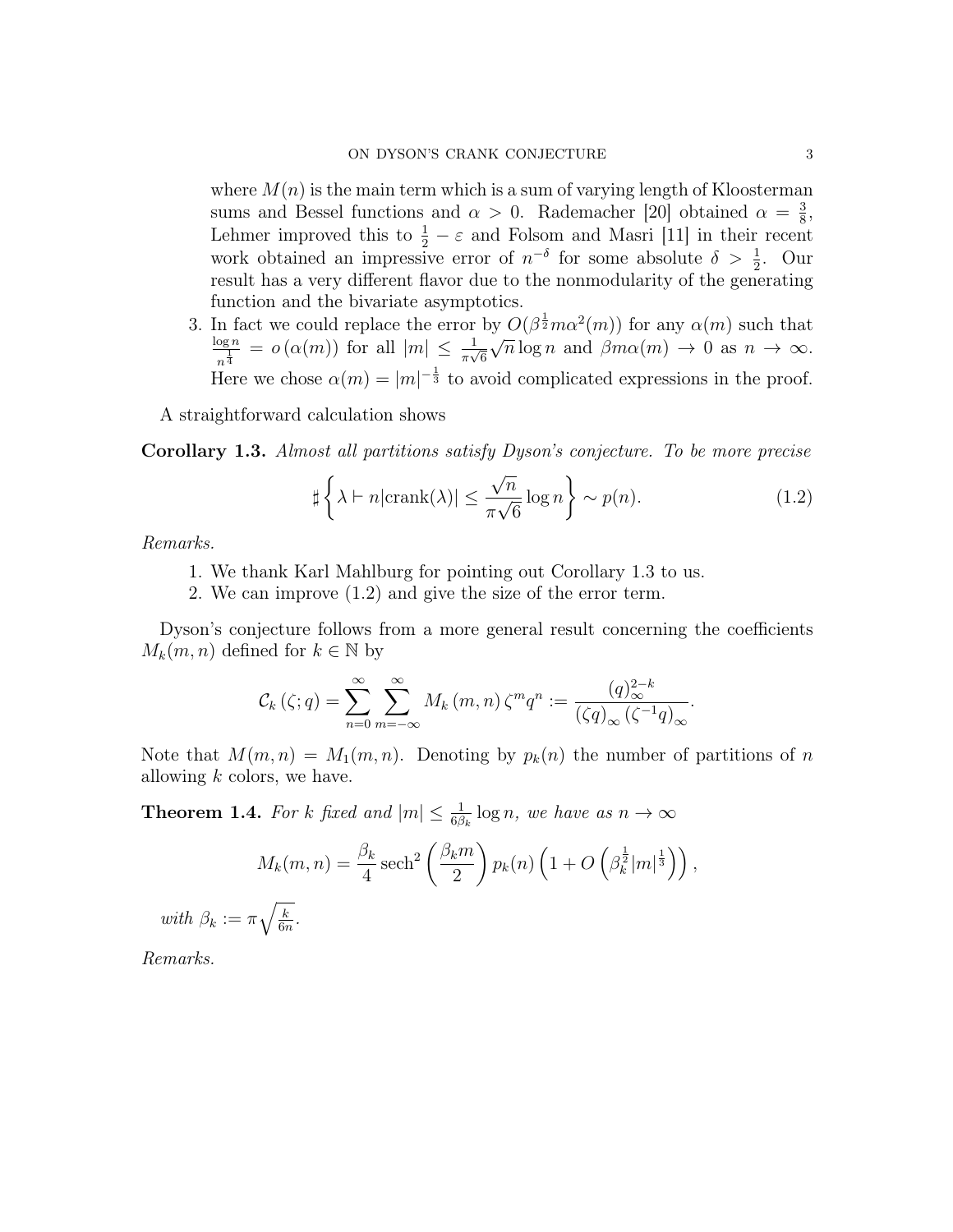where $M(n)$ is the main term which is a sum of varying length of Kloosterman sums and Bessel functions and $\alpha > 0$. Rademacher [20] obtained $\alpha = \frac{3}{8}$, Lehmer improved this to $\frac{1}{2} - \varepsilon$ and Folsom and Masri [11] in their recent work obtained an impressive error of $n^{-\delta}$ for some absolute $\delta > \frac{1}{2}$. Our result has a very different flavor due to the nonmodularity of the generating function and the bivariate asymptotics.

3. In fact we could replace the error by $O(\beta^{\frac{1}{2}} m \alpha^2(m))$ for any $\alpha(m)$ such that $\frac{\log n}{n^{\frac{1}{4}}} = o(\alpha(m))$ for all $|m| \leq \frac{1}{\pi\sqrt{6}}\sqrt{n}\log n$ and $\beta m \alpha(m) \to 0$ as $n \to \infty$. Here we chose $\alpha(m) = |m|^{-\frac{1}{3}}$ to avoid complicated expressions in the proof.

A straightforward calculation shows

**Corollary 1.3.** *Almost all partitions satisfy Dyson's conjecture. To be more precise*

$$\sharp\left\{\lambda \vdash n \middle| |\mathrm{crank}(\lambda)| \leq \frac{\sqrt{n}}{\pi\sqrt{6}}\log n\right\} \sim p(n). \tag{1.2}$$

*Remarks.*

1. We thank Karl Mahlburg for pointing out Corollary 1.3 to us.
2. We can improve (1.2) and give the size of the error term.

Dyson's conjecture follows from a more general result concerning the coefficients $M_k(m,n)$ defined for $k \in \mathbb{N}$ by

$$\mathcal{C}_k(\zeta;q) = \sum_{n=0}^{\infty}\sum_{m=-\infty}^{\infty} M_k(m,n)\zeta^m q^n := \frac{(q)_\infty^{2-k}}{(\zeta q)_\infty (\zeta^{-1}q)_\infty}.$$

Note that $M(m,n) = M_1(m,n)$. Denoting by $p_k(n)$ the number of partitions of $n$ allowing $k$ colors, we have.

**Theorem 1.4.** *For $k$ fixed and $|m| \leq \frac{1}{6\beta_k}\log n$, we have as $n \to \infty$*

$$M_k(m,n) = \frac{\beta_k}{4}\operatorname{sech}^2\left(\frac{\beta_k m}{2}\right)p_k(n)\left(1 + O\left(\beta_k^{\frac{1}{2}}|m|^{\frac{1}{3}}\right)\right),$$

*with $\beta_k := \pi\sqrt{\frac{k}{6n}}$.*

*Remarks.*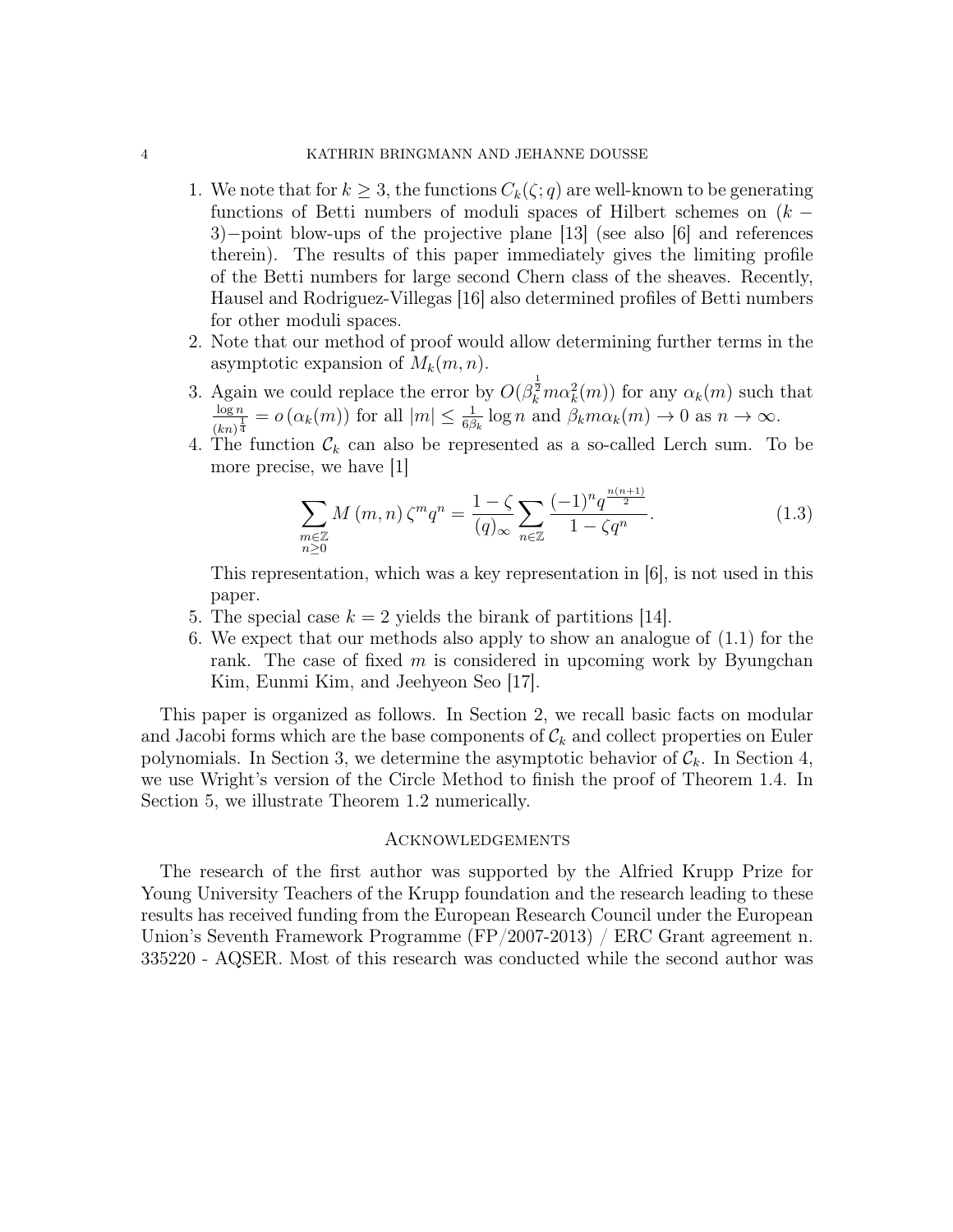1. We note that for $k \geq 3$, the functions $C_k(\zeta; q)$ are well-known to be generating functions of Betti numbers of moduli spaces of Hilbert schemes on $(k-3)-$point blow-ups of the projective plane [13] (see also [6] and references therein). The results of this paper immediately gives the limiting profile of the Betti numbers for large second Chern class of the sheaves. Recently, Hausel and Rodriguez-Villegas [16] also determined profiles of Betti numbers for other moduli spaces.
2. Note that our method of proof would allow determining further terms in the asymptotic expansion of $M_k(m, n)$.
3. Again we could replace the error by $O(\beta_k^{\frac{1}{2}} m\alpha_k^2(m))$ for any $\alpha_k(m)$ such that $\frac{\log n}{(kn)^{\frac{1}{4}}} = o(\alpha_k(m))$ for all $|m| \leq \frac{1}{6\beta_k}\log n$ and $\beta_k m\alpha_k(m) \to 0$ as $n \to \infty$.
4. The function $\mathcal{C}_k$ can also be represented as a so-called Lerch sum. To be more precise, we have [1]
$$\sum_{\substack{m\in\mathbb{Z}\\ n\geq 0}} M(m,n)\,\zeta^m q^n = \frac{1-\zeta}{(q)_\infty}\sum_{n\in\mathbb{Z}} \frac{(-1)^n q^{\frac{n(n+1)}{2}}}{1-\zeta q^n}. \tag{1.3}$$
This representation, which was a key representation in [6], is not used in this paper.
5. The special case $k = 2$ yields the birank of partitions [14].
6. We expect that our methods also apply to show an analogue of (1.1) for the rank. The case of fixed $m$ is considered in upcoming work by Byungchan Kim, Eunmi Kim, and Jeehyeon Seo [17].

This paper is organized as follows. In Section 2, we recall basic facts on modular and Jacobi forms which are the base components of $\mathcal{C}_k$ and collect properties on Euler polynomials. In Section 3, we determine the asymptotic behavior of $\mathcal{C}_k$. In Section 4, we use Wright's version of the Circle Method to finish the proof of Theorem 1.4. In Section 5, we illustrate Theorem 1.2 numerically.

## Acknowledgements

The research of the first author was supported by the Alfried Krupp Prize for Young University Teachers of the Krupp foundation and the research leading to these results has received funding from the European Research Council under the European Union's Seventh Framework Programme (FP/2007-2013) / ERC Grant agreement n. 335220 - AQSER. Most of this research was conducted while the second author was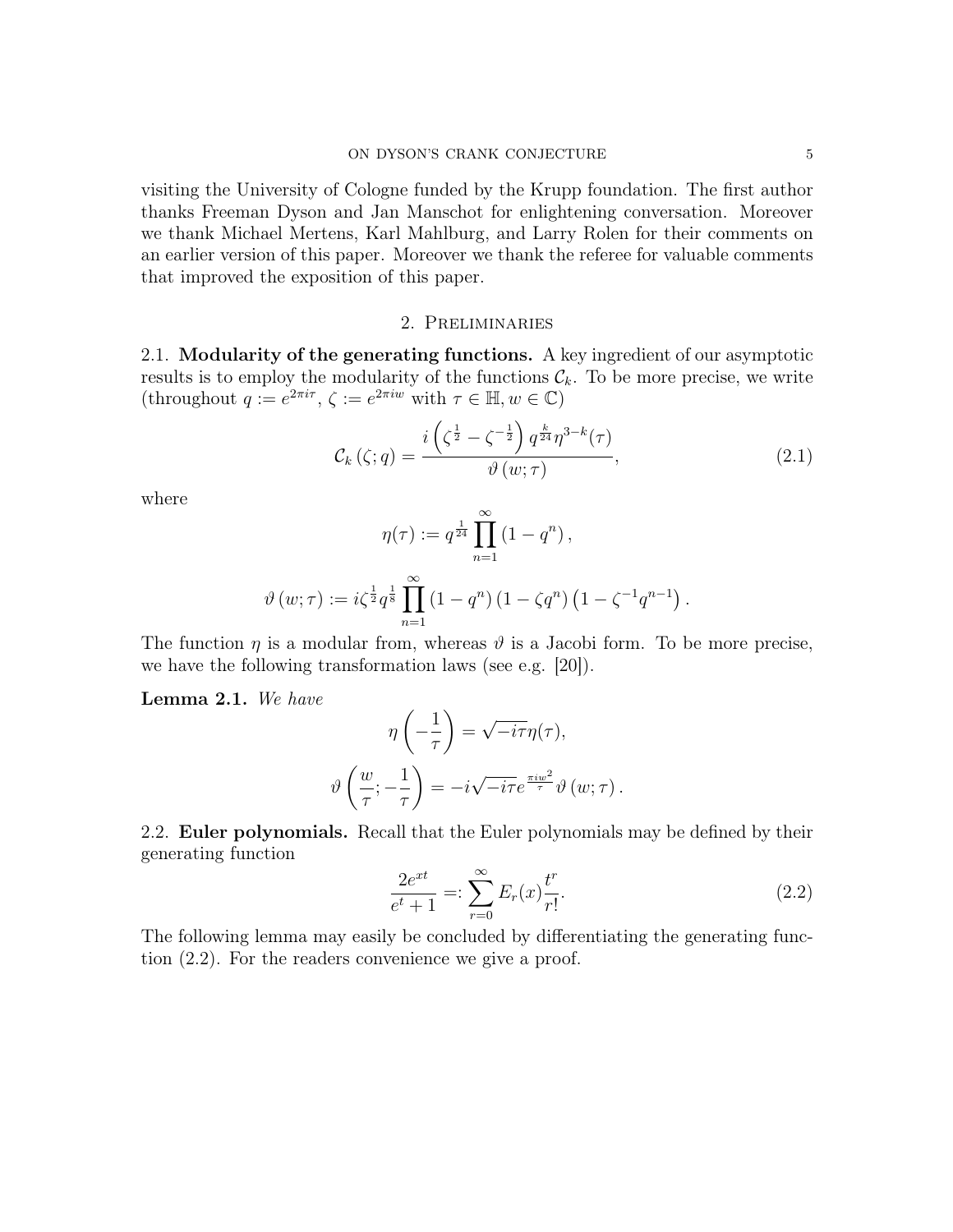visiting the University of Cologne funded by the Krupp foundation. The first author thanks Freeman Dyson and Jan Manschot for enlightening conversation. Moreover we thank Michael Mertens, Karl Mahlburg, and Larry Rolen for their comments on an earlier version of this paper. Moreover we thank the referee for valuable comments that improved the exposition of this paper.

## 2. Preliminaries

**2.1. Modularity of the generating functions.** A key ingredient of our asymptotic results is to employ the modularity of the functions $\mathcal{C}_k$. To be more precise, we write (throughout $q := e^{2\pi i\tau}$, $\zeta := e^{2\pi i w}$ with $\tau \in \mathbb{H}, w \in \mathbb{C}$)

$$\mathcal{C}_k\left(\zeta; q\right) = \frac{i\left(\zeta^{\frac{1}{2}} - \zeta^{-\frac{1}{2}}\right) q^{\frac{k}{24}} \eta^{3-k}(\tau)}{\vartheta\left(w; \tau\right)}, \tag{2.1}$$

where

$$\eta(\tau) := q^{\frac{1}{24}} \prod_{n=1}^{\infty} \left(1 - q^n\right),$$

$$\vartheta\left(w; \tau\right) := i\zeta^{\frac{1}{2}} q^{\frac{1}{8}} \prod_{n=1}^{\infty} \left(1 - q^n\right)\left(1 - \zeta q^n\right)\left(1 - \zeta^{-1} q^{n-1}\right).$$

The function $\eta$ is a modular from, whereas $\vartheta$ is a Jacobi form. To be more precise, we have the following transformation laws (see e.g. [20]).

**Lemma 2.1.** *We have*

$$\eta\left(-\frac{1}{\tau}\right) = \sqrt{-i\tau}\,\eta(\tau),$$

$$\vartheta\left(\frac{w}{\tau}; -\frac{1}{\tau}\right) = -i\sqrt{-i\tau}\, e^{\frac{\pi i w^2}{\tau}} \vartheta\left(w; \tau\right).$$

**2.2. Euler polynomials.** Recall that the Euler polynomials may be defined by their generating function

$$\frac{2e^{xt}}{e^t + 1} =: \sum_{r=0}^{\infty} E_r(x) \frac{t^r}{r!}. \tag{2.2}$$

The following lemma may easily be concluded by differentiating the generating function (2.2). For the readers convenience we give a proof.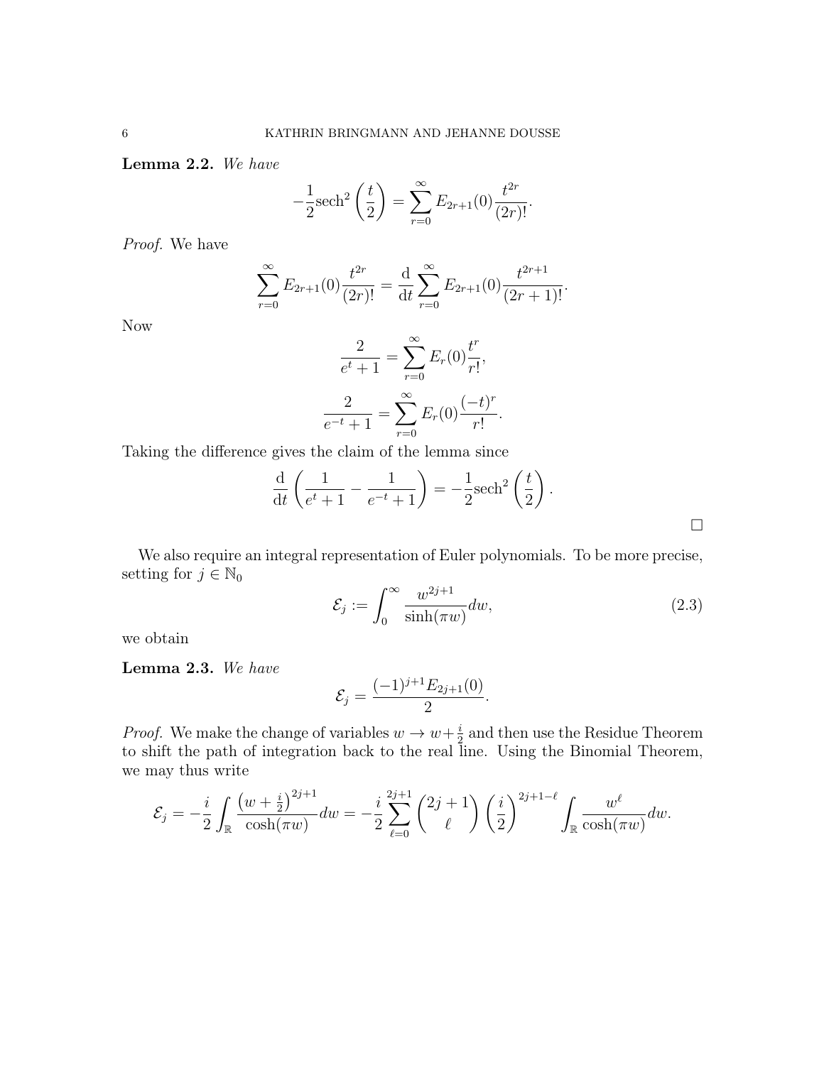**Lemma 2.2.** *We have*

$$-\frac{1}{2}\mathrm{sech}^2\left(\frac{t}{2}\right) = \sum_{r=0}^{\infty} E_{2r+1}(0)\frac{t^{2r}}{(2r)!}.$$

*Proof.* We have

$$\sum_{r=0}^{\infty} E_{2r+1}(0)\frac{t^{2r}}{(2r)!} = \frac{\mathrm{d}}{\mathrm{d}t}\sum_{r=0}^{\infty} E_{2r+1}(0)\frac{t^{2r+1}}{(2r+1)!}.$$

Now

$$\frac{2}{e^t+1} = \sum_{r=0}^{\infty} E_r(0)\frac{t^r}{r!},$$

$$\frac{2}{e^{-t}+1} = \sum_{r=0}^{\infty} E_r(0)\frac{(-t)^r}{r!}.$$

Taking the difference gives the claim of the lemma since

$$\frac{\mathrm{d}}{\mathrm{d}t}\left(\frac{1}{e^t+1} - \frac{1}{e^{-t}+1}\right) = -\frac{1}{2}\mathrm{sech}^2\left(\frac{t}{2}\right).$$

□

We also require an integral representation of Euler polynomials. To be more precise, setting for $j \in \mathbb{N}_0$

$$\mathcal{E}_j := \int_0^{\infty} \frac{w^{2j+1}}{\sinh(\pi w)}dw, \tag{2.3}$$

we obtain

**Lemma 2.3.** *We have*

$$\mathcal{E}_j = \frac{(-1)^{j+1}E_{2j+1}(0)}{2}.$$

*Proof.* We make the change of variables $w \to w + \frac{i}{2}$ and then use the Residue Theorem to shift the path of integration back to the real line. Using the Binomial Theorem, we may thus write

$$\mathcal{E}_j = -\frac{i}{2}\int_{\mathbb{R}} \frac{\left(w+\frac{i}{2}\right)^{2j+1}}{\cosh(\pi w)}dw = -\frac{i}{2}\sum_{\ell=0}^{2j+1}\binom{2j+1}{\ell}\left(\frac{i}{2}\right)^{2j+1-\ell}\int_{\mathbb{R}}\frac{w^{\ell}}{\cosh(\pi w)}dw.$$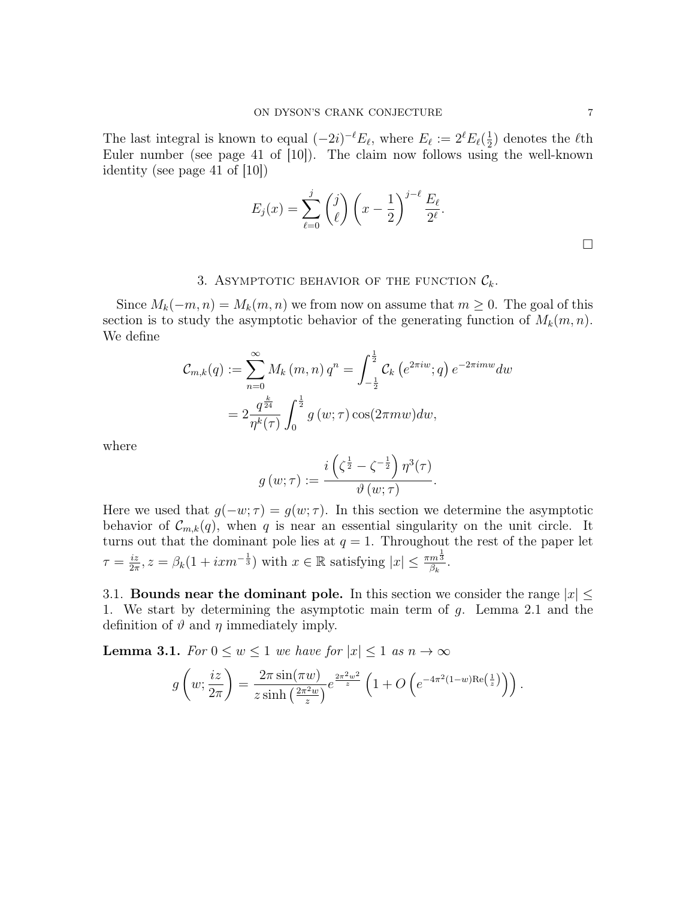The last integral is known to equal $(-2i)^{-\ell}E_\ell$, where $E_\ell := 2^\ell E_\ell(\frac{1}{2})$ denotes the $\ell$th Euler number (see page 41 of [10]). The claim now follows using the well-known identity (see page 41 of [10])

$$E_j(x) = \sum_{\ell=0}^{j} \binom{j}{\ell} \left(x - \frac{1}{2}\right)^{j-\ell} \frac{E_\ell}{2^\ell}.$$

□

## 3. Asymptotic behavior of the function $\mathcal{C}_k$.

Since $M_k(-m,n) = M_k(m,n)$ we from now on assume that $m \geq 0$. The goal of this section is to study the asymptotic behavior of the generating function of $M_k(m,n)$. We define

$$\begin{aligned}
\mathcal{C}_{m,k}(q) &:= \sum_{n=0}^{\infty} M_k\left(m,n\right) q^n = \int_{-\frac{1}{2}}^{\frac{1}{2}} \mathcal{C}_k\left(e^{2\pi i w}; q\right) e^{-2\pi i m w} dw \\
&= 2 \frac{q^{\frac{k}{24}}}{\eta^k(\tau)} \int_0^{\frac{1}{2}} g\left(w;\tau\right) \cos(2\pi m w) dw,
\end{aligned}$$

where

$$g\left(w;\tau\right) := \frac{i\left(\zeta^{\frac{1}{2}} - \zeta^{-\frac{1}{2}}\right)\eta^3(\tau)}{\vartheta\left(w;\tau\right)}.$$

Here we used that $g(-w;\tau) = g(w;\tau)$. In this section we determine the asymptotic behavior of $\mathcal{C}_{m,k}(q)$, when $q$ is near an essential singularity on the unit circle. It turns out that the dominant pole lies at $q = 1$. Throughout the rest of the paper let $\tau = \frac{iz}{2\pi}$, $z = \beta_k(1 + ixm^{-\frac{1}{3}})$ with $x \in \mathbb{R}$ satisfying $|x| \leq \frac{\pi m^{\frac{1}{3}}}{\beta_k}$.

### 3.1. Bounds near the dominant pole.

In this section we consider the range $|x| \leq 1$. We start by determining the asymptotic main term of $g$. Lemma 2.1 and the definition of $\vartheta$ and $\eta$ immediately imply.

**Lemma 3.1.** *For $0 \leq w \leq 1$ we have for $|x| \leq 1$ as $n \to \infty$*

$$g\left(w; \frac{iz}{2\pi}\right) = \frac{2\pi \sin(\pi w)}{z \sinh\left(\frac{2\pi^2 w}{z}\right)} e^{\frac{2\pi^2 w^2}{z}} \left(1 + O\left(e^{-4\pi^2(1-w)\mathrm{Re}\left(\frac{1}{z}\right)}\right)\right).$$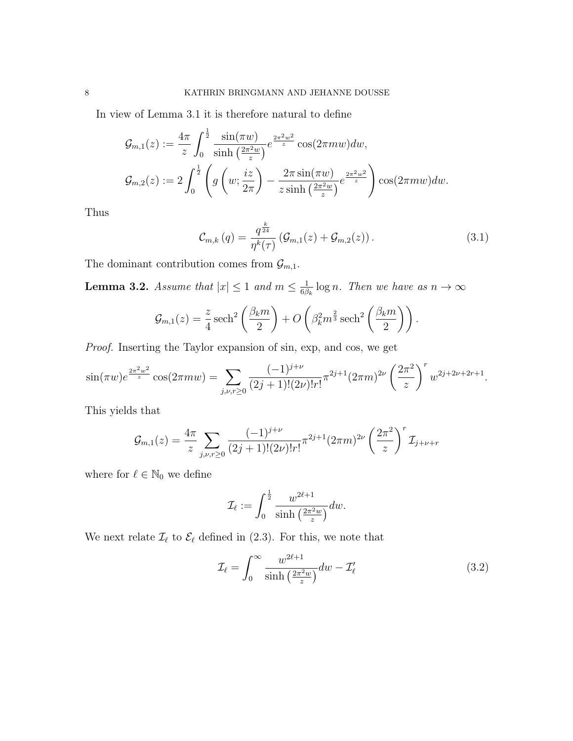In view of Lemma 3.1 it is therefore natural to define

$$\mathcal{G}_{m,1}(z) := \frac{4\pi}{z}\int_0^{\frac{1}{2}} \frac{\sin(\pi w)}{\sinh\left(\frac{2\pi^2 w}{z}\right)} e^{\frac{2\pi^2 w^2}{z}} \cos(2\pi m w)dw,$$

$$\mathcal{G}_{m,2}(z) := 2\int_0^{\frac{1}{2}} \left( g\left(w; \frac{iz}{2\pi}\right) - \frac{2\pi \sin(\pi w)}{z \sinh\left(\frac{2\pi^2 w}{z}\right)} e^{\frac{2\pi^2 w^2}{z}} \right) \cos(2\pi m w)dw.$$

Thus

$$\mathcal{C}_{m,k}\left(q\right) = \frac{q^{\frac{k}{24}}}{\eta^k(\tau)} \left(\mathcal{G}_{m,1}(z) + \mathcal{G}_{m,2}(z)\right). \tag{3.1}$$

The dominant contribution comes from $\mathcal{G}_{m,1}$.

**Lemma 3.2.** *Assume that $|x| \leq 1$ and $m \leq \frac{1}{6\beta_k}\log n$. Then we have as $n \to \infty$*

$$\mathcal{G}_{m,1}(z) = \frac{z}{4}\operatorname{sech}^2\left(\frac{\beta_k m}{2}\right) + O\left(\beta_k^2 m^{\frac{2}{3}} \operatorname{sech}^2\left(\frac{\beta_k m}{2}\right)\right).$$

*Proof.* Inserting the Taylor expansion of sin, exp, and cos, we get

$$\sin(\pi w) e^{\frac{2\pi^2 w^2}{z}} \cos(2\pi m w) = \sum_{j,\nu,r \geq 0} \frac{(-1)^{j+\nu}}{(2j+1)!(2\nu)!r!} \pi^{2j+1} (2\pi m)^{2\nu} \left(\frac{2\pi^2}{z}\right)^r w^{2j+2\nu+2r+1}.$$

This yields that

$$\mathcal{G}_{m,1}(z) = \frac{4\pi}{z} \sum_{j,\nu,r \geq 0} \frac{(-1)^{j+\nu}}{(2j+1)!(2\nu)!r!} \pi^{2j+1} (2\pi m)^{2\nu} \left(\frac{2\pi^2}{z}\right)^r \mathcal{I}_{j+\nu+r}$$

where for $\ell \in \mathbb{N}_0$ we define

$$\mathcal{I}_\ell := \int_0^{\frac{1}{2}} \frac{w^{2\ell+1}}{\sinh\left(\frac{2\pi^2 w}{z}\right)} dw.$$

We next relate $\mathcal{I}_\ell$ to $\mathcal{E}_\ell$ defined in (2.3). For this, we note that

$$\mathcal{I}_\ell = \int_0^{\infty} \frac{w^{2\ell+1}}{\sinh\left(\frac{2\pi^2 w}{z}\right)} dw - \mathcal{I}_\ell' \tag{3.2}$$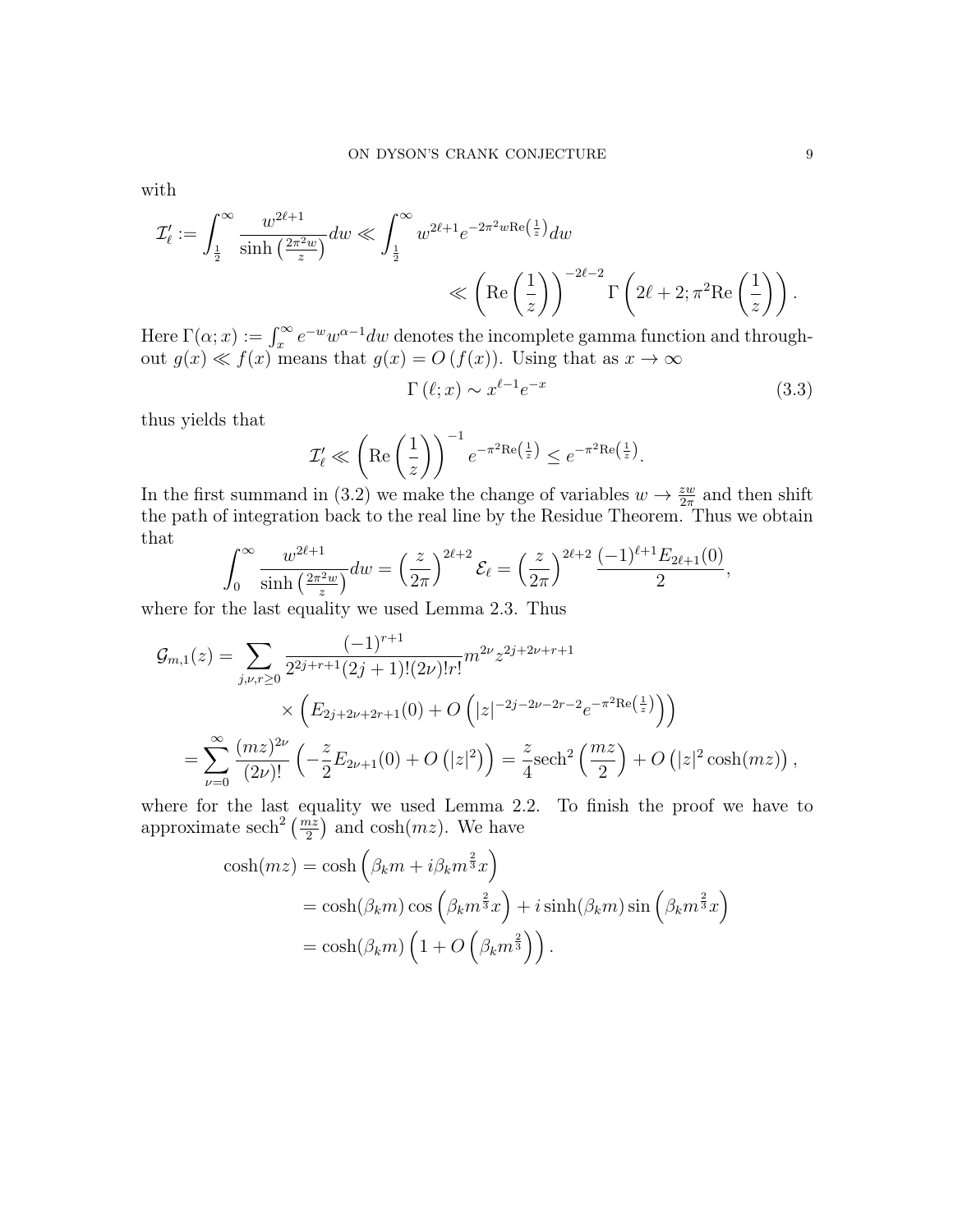with

$$\mathcal{I}_\ell' := \int_{\frac{1}{2}}^{\infty} \frac{w^{2\ell+1}}{\sinh\left(\frac{2\pi^2 w}{z}\right)} dw \ll \int_{\frac{1}{2}}^{\infty} w^{2\ell+1} e^{-2\pi^2 w \mathrm{Re}\left(\frac{1}{z}\right)} dw$$

$$\ll \left(\mathrm{Re}\left(\frac{1}{z}\right)\right)^{-2\ell-2} \Gamma\left(2\ell+2; \pi^2 \mathrm{Re}\left(\frac{1}{z}\right)\right).$$

Here $\Gamma(\alpha; x) := \int_x^\infty e^{-w} w^{\alpha-1} dw$ denotes the incomplete gamma function and throughout $g(x) \ll f(x)$ means that $g(x) = O\left(f(x)\right)$. Using that as $x \to \infty$

$$\Gamma\left(\ell; x\right) \sim x^{\ell-1} e^{-x} \tag{3.3}$$

thus yields that

$$\mathcal{I}_\ell' \ll \left(\mathrm{Re}\left(\frac{1}{z}\right)\right)^{-1} e^{-\pi^2 \mathrm{Re}\left(\frac{1}{z}\right)} \leq e^{-\pi^2 \mathrm{Re}\left(\frac{1}{z}\right)}.$$

In the first summand in (3.2) we make the change of variables $w \to \frac{zw}{2\pi}$ and then shift the path of integration back to the real line by the Residue Theorem. Thus we obtain that

$$\int_0^\infty \frac{w^{2\ell+1}}{\sinh\left(\frac{2\pi^2 w}{z}\right)} dw = \left(\frac{z}{2\pi}\right)^{2\ell+2} \mathcal{E}_\ell = \left(\frac{z}{2\pi}\right)^{2\ell+2} \frac{(-1)^{\ell+1} E_{2\ell+1}(0)}{2},$$

where for the last equality we used Lemma 2.3. Thus

$$\begin{aligned}
\mathcal{G}_{m,1}(z) &= \sum_{j,\nu,r\geq 0} \frac{(-1)^{r+1}}{2^{2j+r+1}(2j+1)!(2\nu)!r!} m^{2\nu} z^{2j+2\nu+r+1} \\
&\qquad \times \left(E_{2j+2\nu+2r+1}(0) + O\left(|z|^{-2j-2\nu-2r-2} e^{-\pi^2 \mathrm{Re}\left(\frac{1}{z}\right)}\right)\right) \\
&= \sum_{\nu=0}^\infty \frac{(mz)^{2\nu}}{(2\nu)!} \left(-\frac{z}{2} E_{2\nu+1}(0) + O\left(|z|^2\right)\right) = \frac{z}{4} \mathrm{sech}^2\left(\frac{mz}{2}\right) + O\left(|z|^2 \cosh(mz)\right),
\end{aligned}$$

where for the last equality we used Lemma 2.2. To finish the proof we have to approximate $\mathrm{sech}^2\left(\frac{mz}{2}\right)$ and $\cosh(mz)$. We have

$$\begin{aligned}
\cosh(mz) &= \cosh\left(\beta_k m + i\beta_k m^{\frac{2}{3}} x\right) \\
&= \cosh(\beta_k m)\cos\left(\beta_k m^{\frac{2}{3}} x\right) + i \sinh(\beta_k m)\sin\left(\beta_k m^{\frac{2}{3}} x\right) \\
&= \cosh(\beta_k m)\left(1 + O\left(\beta_k m^{\frac{2}{3}}\right)\right).
\end{aligned}$$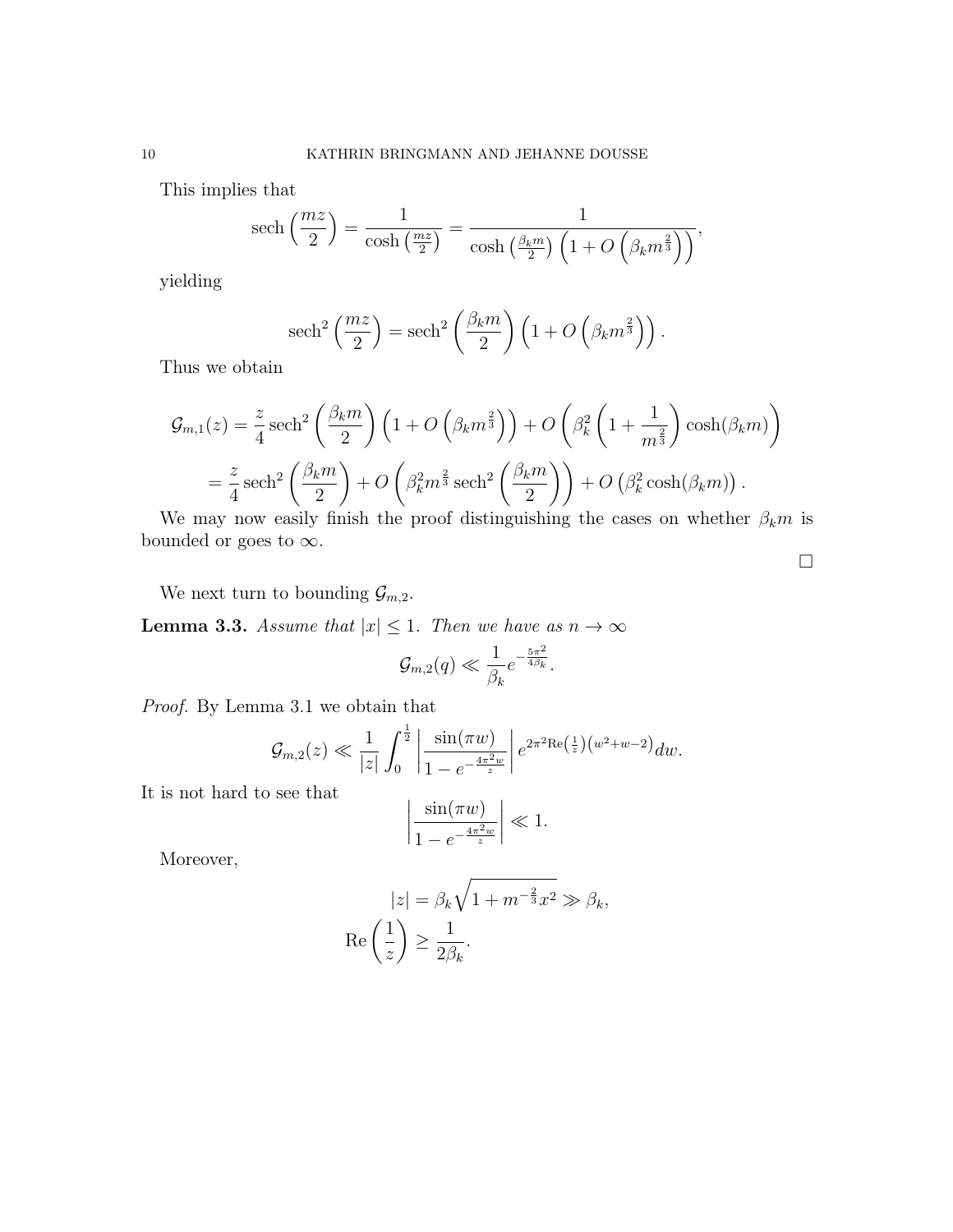This implies that

$$\operatorname{sech}\left(\frac{mz}{2}\right) = \frac{1}{\cosh\left(\frac{mz}{2}\right)} = \frac{1}{\cosh\left(\frac{\beta_k m}{2}\right)\left(1 + O\left(\beta_k m^{\frac{2}{3}}\right)\right)},$$

yielding

$$\operatorname{sech}^2\left(\frac{mz}{2}\right) = \operatorname{sech}^2\left(\frac{\beta_k m}{2}\right)\left(1 + O\left(\beta_k m^{\frac{2}{3}}\right)\right).$$

Thus we obtain

$$\begin{aligned}\mathcal{G}_{m,1}(z) &= \frac{z}{4}\operatorname{sech}^2\left(\frac{\beta_k m}{2}\right)\left(1 + O\left(\beta_k m^{\frac{2}{3}}\right)\right) + O\left(\beta_k^2\left(1 + \frac{1}{m^{\frac{2}{3}}}\right)\cosh(\beta_k m)\right)\\ &= \frac{z}{4}\operatorname{sech}^2\left(\frac{\beta_k m}{2}\right) + O\left(\beta_k^2 m^{\frac{2}{3}}\operatorname{sech}^2\left(\frac{\beta_k m}{2}\right)\right) + O\left(\beta_k^2\cosh(\beta_k m)\right).\end{aligned}$$

We may now easily finish the proof distinguishing the cases on whether $\beta_k m$ is bounded or goes to $\infty$. $\square$

We next turn to bounding $\mathcal{G}_{m,2}$.

**Lemma 3.3.** *Assume that $|x| \leq 1$. Then we have as $n \to \infty$*

$$\mathcal{G}_{m,2}(q) \ll \frac{1}{\beta_k} e^{-\frac{5\pi^2}{4\beta_k}}.$$

*Proof.* By Lemma 3.1 we obtain that

$$\mathcal{G}_{m,2}(z) \ll \frac{1}{|z|}\int_0^{\frac{1}{2}}\left|\frac{\sin(\pi w)}{1 - e^{-\frac{4\pi^2 w}{z}}}\right| e^{2\pi^2 \operatorname{Re}\left(\frac{1}{z}\right)\left(w^2 + w - 2\right)} dw.$$

It is not hard to see that

$$\left|\frac{\sin(\pi w)}{1 - e^{-\frac{4\pi^2 w}{z}}}\right| \ll 1.$$

Moreover,

$$\begin{aligned}|z| &= \beta_k\sqrt{1 + m^{-\frac{2}{3}}x^2} \gg \beta_k,\\ \operatorname{Re}\left(\frac{1}{z}\right) &\geq \frac{1}{2\beta_k}.\end{aligned}$$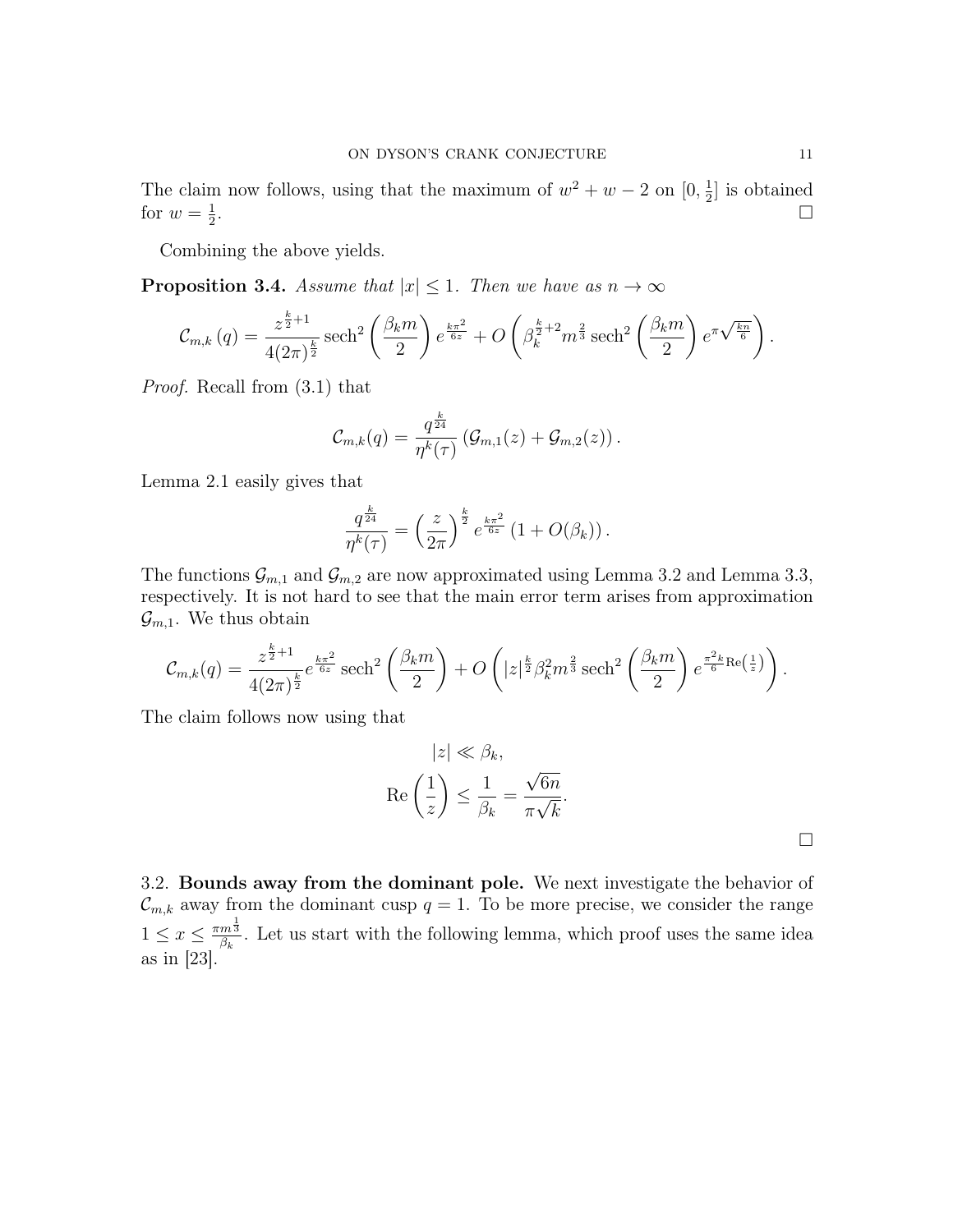The claim now follows, using that the maximum of $w^2 + w - 2$ on $[0, \frac{1}{2}]$ is obtained for $w = \frac{1}{2}$. $\square$

Combining the above yields.

**Proposition 3.4.** *Assume that $|x| \leq 1$. Then we have as $n \to \infty$*

$$\mathcal{C}_{m,k}(q) = \frac{z^{\frac{k}{2}+1}}{4(2\pi)^{\frac{k}{2}}} \operatorname{sech}^2\left(\frac{\beta_k m}{2}\right) e^{\frac{k\pi^2}{6z}} + O\left(\beta_k^{\frac{k}{2}+2} m^{\frac{2}{3}} \operatorname{sech}^2\left(\frac{\beta_k m}{2}\right) e^{\pi\sqrt{\frac{kn}{6}}}\right).$$

*Proof.* Recall from (3.1) that

$$\mathcal{C}_{m,k}(q) = \frac{q^{\frac{k}{24}}}{\eta^k(\tau)} \left(\mathcal{G}_{m,1}(z) + \mathcal{G}_{m,2}(z)\right).$$

Lemma 2.1 easily gives that

$$\frac{q^{\frac{k}{24}}}{\eta^k(\tau)} = \left(\frac{z}{2\pi}\right)^{\frac{k}{2}} e^{\frac{k\pi^2}{6z}} \left(1 + O(\beta_k)\right).$$

The functions $\mathcal{G}_{m,1}$ and $\mathcal{G}_{m,2}$ are now approximated using Lemma 3.2 and Lemma 3.3, respectively. It is not hard to see that the main error term arises from approximation $\mathcal{G}_{m,1}$. We thus obtain

$$\mathcal{C}_{m,k}(q) = \frac{z^{\frac{k}{2}+1}}{4(2\pi)^{\frac{k}{2}}} e^{\frac{k\pi^2}{6z}} \operatorname{sech}^2\left(\frac{\beta_k m}{2}\right) + O\left(|z|^{\frac{k}{2}} \beta_k^2 m^{\frac{2}{3}} \operatorname{sech}^2\left(\frac{\beta_k m}{2}\right) e^{\frac{\pi^2 k}{6}\operatorname{Re}\left(\frac{1}{z}\right)}\right).$$

The claim follows now using that

$$\begin{aligned} |z| &\ll \beta_k, \\ \operatorname{Re}\left(\frac{1}{z}\right) &\leq \frac{1}{\beta_k} = \frac{\sqrt{6n}}{\pi\sqrt{k}}. \end{aligned}$$

$\square$

### 3.2. Bounds away from the dominant pole.

We next investigate the behavior of $\mathcal{C}_{m,k}$ away from the dominant cusp $q = 1$. To be more precise, we consider the range $1 \leq x \leq \frac{\pi m^{\frac{1}{3}}}{\beta_k}$. Let us start with the following lemma, which proof uses the same idea as in [23].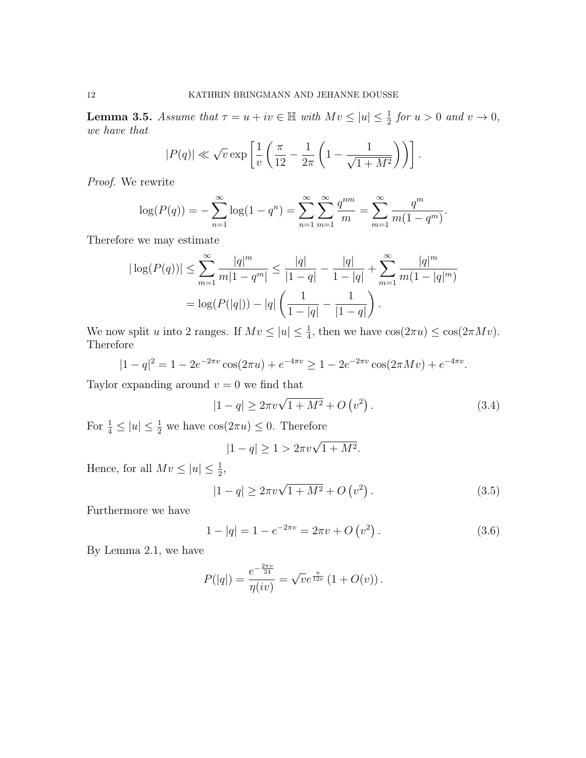**Lemma 3.5.** *Assume that $\tau = u + iv \in \mathbb{H}$ with $Mv \leq |u| \leq \frac{1}{2}$ for $u > 0$ and $v \to 0$, we have that*

$$|P(q)| \ll \sqrt{v} \exp\left[\frac{1}{v}\left(\frac{\pi}{12} - \frac{1}{2\pi}\left(1 - \frac{1}{\sqrt{1+M^2}}\right)\right)\right].$$

*Proof.* We rewrite

$$\log(P(q)) = -\sum_{n=1}^{\infty} \log(1-q^n) = \sum_{n=1}^{\infty}\sum_{m=1}^{\infty} \frac{q^{nm}}{m} = \sum_{m=1}^{\infty} \frac{q^m}{m(1-q^m)}.$$

Therefore we may estimate

$$\begin{aligned}
|\log(P(q))| &\leq \sum_{m=1}^{\infty} \frac{|q|^m}{m|1-q^m|} \leq \frac{|q|}{|1-q|} - \frac{|q|}{1-|q|} + \sum_{m=1}^{\infty} \frac{|q|^m}{m(1-|q|^m)} \\
&= \log(P(|q|)) - |q|\left(\frac{1}{1-|q|} - \frac{1}{|1-q|}\right).
\end{aligned}$$

We now split $u$ into 2 ranges. If $Mv \leq |u| \leq \frac{1}{4}$, then we have $\cos(2\pi u) \leq \cos(2\pi Mv)$. Therefore

$$|1-q|^2 = 1 - 2e^{-2\pi v}\cos(2\pi u) + e^{-4\pi v} \geq 1 - 2e^{-2\pi v}\cos(2\pi Mv) + e^{-4\pi v}.$$

Taylor expanding around $v = 0$ we find that

$$|1-q| \geq 2\pi v\sqrt{1+M^2} + O\left(v^2\right). \tag{3.4}$$

For $\frac{1}{4} \leq |u| \leq \frac{1}{2}$ we have $\cos(2\pi u) \leq 0$. Therefore

$$|1-q| \geq 1 > 2\pi v\sqrt{1+M^2}.$$

Hence, for all $Mv \leq |u| \leq \frac{1}{2}$,

$$|1-q| \geq 2\pi v\sqrt{1+M^2} + O\left(v^2\right). \tag{3.5}$$

Furthermore we have

$$1 - |q| = 1 - e^{-2\pi v} = 2\pi v + O\left(v^2\right). \tag{3.6}$$

By Lemma 2.1, we have

$$P(|q|) = \frac{e^{-\frac{2\pi v}{24}}}{\eta(iv)} = \sqrt{v}e^{\frac{\pi}{12v}}\left(1 + O(v)\right).$$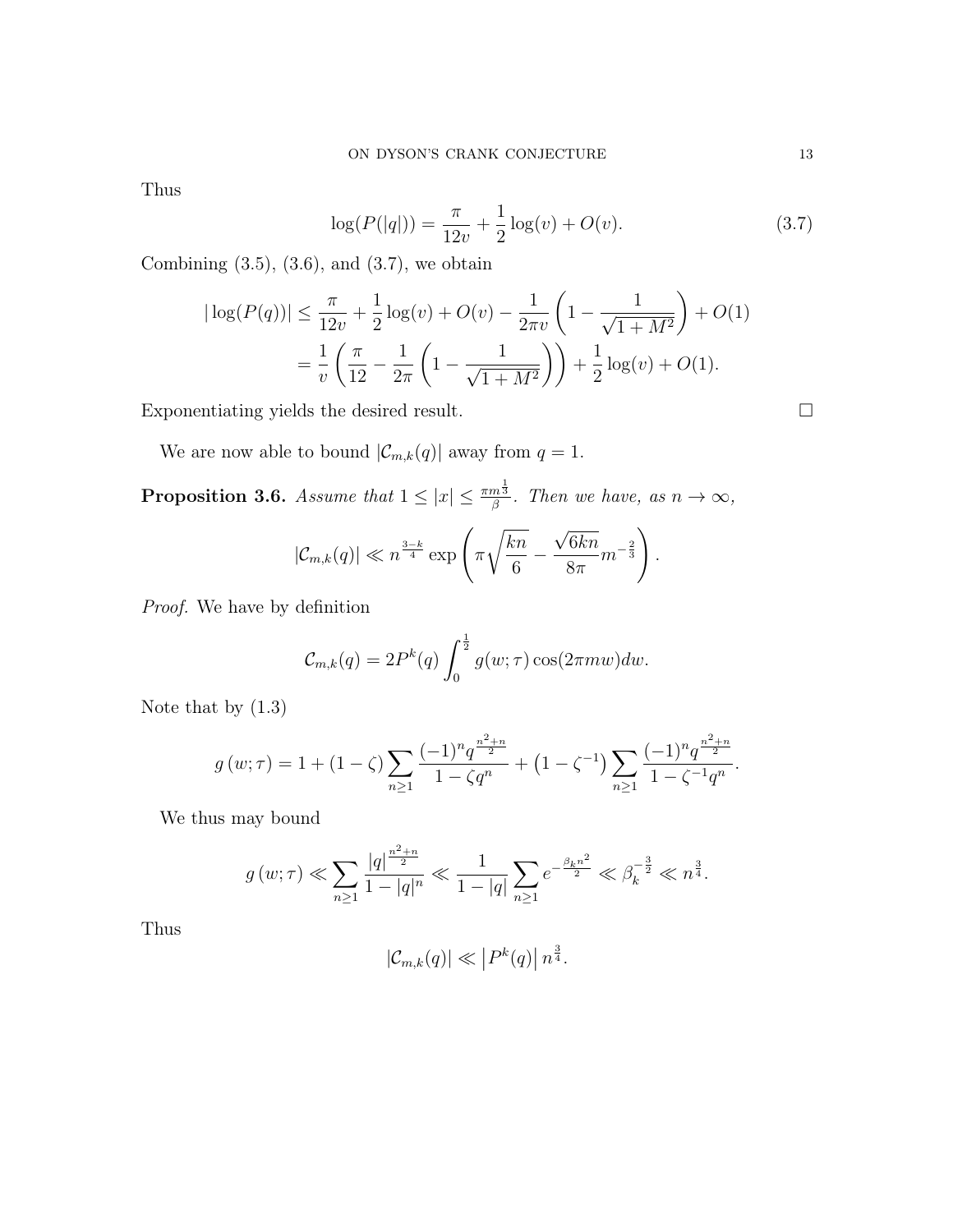Thus

$$\log(P(|q|)) = \frac{\pi}{12v} + \frac{1}{2}\log(v) + O(v). \tag{3.7}$$

Combining (3.5), (3.6), and (3.7), we obtain

$$\begin{aligned}
|\log(P(q))| &\leq \frac{\pi}{12v} + \frac{1}{2}\log(v) + O(v) - \frac{1}{2\pi v}\left(1 - \frac{1}{\sqrt{1+M^2}}\right) + O(1) \\
&= \frac{1}{v}\left(\frac{\pi}{12} - \frac{1}{2\pi}\left(1 - \frac{1}{\sqrt{1+M^2}}\right)\right) + \frac{1}{2}\log(v) + O(1).
\end{aligned}$$

Exponentiating yields the desired result. $\square$

We are now able to bound $|\mathcal{C}_{m,k}(q)|$ away from $q=1$.

**Proposition 3.6.** *Assume that $1 \leq |x| \leq \frac{\pi m^{\frac{1}{3}}}{\beta}$. Then we have, as $n \to \infty$,*

$$|\mathcal{C}_{m,k}(q)| \ll n^{\frac{3-k}{4}} \exp\left(\pi\sqrt{\frac{kn}{6}} - \frac{\sqrt{6kn}}{8\pi} m^{-\frac{2}{3}}\right).$$

*Proof.* We have by definition

$$\mathcal{C}_{m,k}(q) = 2P^k(q)\int_0^{\frac{1}{2}} g(w;\tau)\cos(2\pi m w)dw.$$

Note that by (1.3)

$$g\left(w;\tau\right) = 1 + (1-\zeta)\sum_{n\geq 1}\frac{(-1)^n q^{\frac{n^2+n}{2}}}{1-\zeta q^n} + \left(1-\zeta^{-1}\right)\sum_{n\geq 1}\frac{(-1)^n q^{\frac{n^2+n}{2}}}{1-\zeta^{-1} q^n}.$$

We thus may bound

$$g\left(w;\tau\right) \ll \sum_{n\geq 1}\frac{|q|^{\frac{n^2+n}{2}}}{1-|q|^n} \ll \frac{1}{1-|q|}\sum_{n\geq 1} e^{-\frac{\beta_k n^2}{2}} \ll \beta_k^{-\frac{3}{2}} \ll n^{\frac{3}{4}}.$$

Thus

$$|\mathcal{C}_{m,k}(q)| \ll \left|P^k(q)\right| n^{\frac{3}{4}}.$$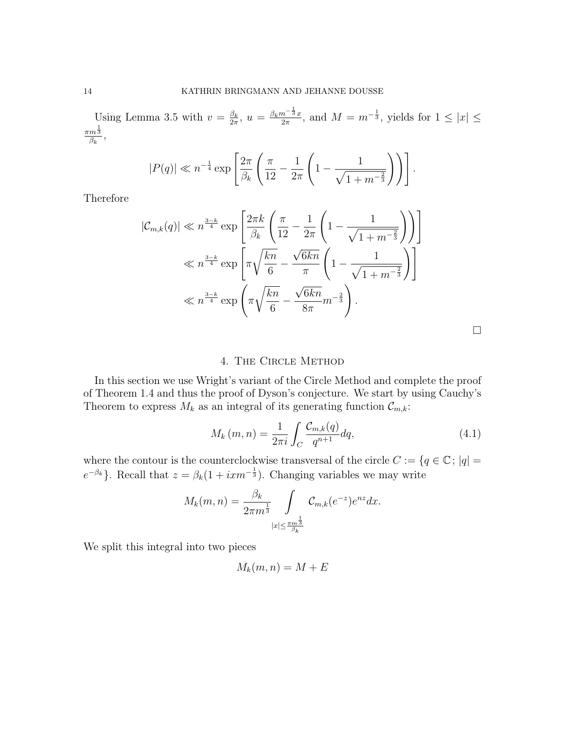Using Lemma 3.5 with $v = \frac{\beta_k}{2\pi}$, $u = \frac{\beta_k m^{-\frac{1}{3}} x}{2\pi}$, and $M = m^{-\frac{1}{3}}$, yields for $1 \leq |x| \leq \frac{\pi m^{\frac{1}{3}}}{\beta_k}$,

$$|P(q)| \ll n^{-\frac{1}{4}} \exp\left[\frac{2\pi}{\beta_k}\left(\frac{\pi}{12} - \frac{1}{2\pi}\left(1 - \frac{1}{\sqrt{1+m^{-\frac{2}{3}}}}\right)\right)\right].$$

Therefore

$$\begin{aligned}
|\mathcal{C}_{m,k}(q)| &\ll n^{\frac{3-k}{4}} \exp\left[\frac{2\pi k}{\beta_k}\left(\frac{\pi}{12} - \frac{1}{2\pi}\left(1 - \frac{1}{\sqrt{1+m^{-\frac{2}{3}}}}\right)\right)\right] \\
&\ll n^{\frac{3-k}{4}} \exp\left[\pi\sqrt{\frac{kn}{6}} - \frac{\sqrt{6kn}}{\pi}\left(1 - \frac{1}{\sqrt{1+m^{-\frac{2}{3}}}}\right)\right] \\
&\ll n^{\frac{3-k}{4}} \exp\left(\pi\sqrt{\frac{kn}{6}} - \frac{\sqrt{6kn}}{8\pi} m^{-\frac{2}{3}}\right).
\end{aligned}$$

□

## 4. The Circle Method

In this section we use Wright's variant of the Circle Method and complete the proof of Theorem 1.4 and thus the proof of Dyson's conjecture. We start by using Cauchy's Theorem to express $M_k$ as an integral of its generating function $\mathcal{C}_{m,k}$:

$$M_k(m,n) = \frac{1}{2\pi i}\int_C \frac{\mathcal{C}_{m,k}(q)}{q^{n+1}}dq, \tag{4.1}$$

where the contour is the counterclockwise transversal of the circle $C := \{q \in \mathbb{C};\, |q| = e^{-\beta_k}\}$. Recall that $z = \beta_k(1 + ixm^{-\frac{1}{3}})$. Changing variables we may write

$$M_k(m,n) = \frac{\beta_k}{2\pi m^{\frac{1}{3}}} \int\limits_{|x| \leq \frac{\pi m^{\frac{1}{3}}}{\beta_k}} \mathcal{C}_{m,k}(e^{-z}) e^{nz} dx.$$

We split this integral into two pieces

$$M_k(m,n) = M + E$$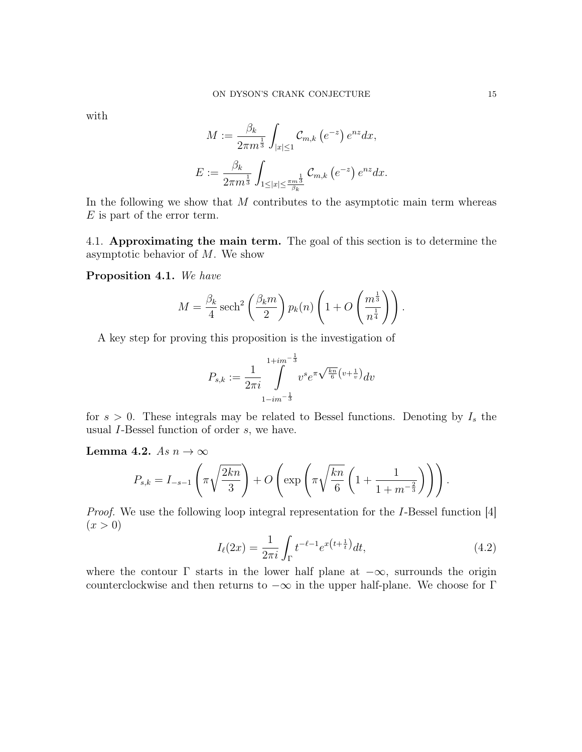with

$$M := \frac{\beta_k}{2\pi m^{\frac{1}{3}}} \int_{|x|\leq 1} \mathcal{C}_{m,k}\left(e^{-z}\right) e^{nz} dx,$$

$$E := \frac{\beta_k}{2\pi m^{\frac{1}{3}}} \int_{1\leq |x| \leq \frac{\pi m^{\frac{1}{3}}}{\beta_k}} \mathcal{C}_{m,k}\left(e^{-z}\right) e^{nz} dx.$$

In the following we show that $M$ contributes to the asymptotic main term whereas $E$ is part of the error term.

### 4.1. Approximating the main term.

The goal of this section is to determine the asymptotic behavior of $M$. We show

**Proposition 4.1.** *We have*

$$M = \frac{\beta_k}{4} \operatorname{sech}^2\left(\frac{\beta_k m}{2}\right) p_k(n) \left(1 + O\left(\frac{m^{\frac{1}{3}}}{n^{\frac{1}{4}}}\right)\right).$$

A key step for proving this proposition is the investigation of

$$P_{s,k} := \frac{1}{2\pi i} \int\limits_{1-im^{-\frac{1}{3}}}^{1+im^{-\frac{1}{3}}} v^s e^{\pi \sqrt{\frac{kn}{6}}\left(v+\frac{1}{v}\right)} dv$$

for $s > 0$. These integrals may be related to Bessel functions. Denoting by $I_s$ the usual $I$-Bessel function of order $s$, we have.

**Lemma 4.2.** *As $n \to \infty$*

$$P_{s,k} = I_{-s-1}\left(\pi \sqrt{\frac{2kn}{3}}\right) + O\left(\exp\left(\pi \sqrt{\frac{kn}{6}}\left(1 + \frac{1}{1+m^{-\frac{2}{3}}}\right)\right)\right).$$

*Proof.* We use the following loop integral representation for the $I$-Bessel function [4] $(x > 0)$

$$I_\ell(2x) = \frac{1}{2\pi i} \int_\Gamma t^{-\ell-1} e^{x\left(t+\frac{1}{t}\right)} dt, \tag{4.2}$$

where the contour $\Gamma$ starts in the lower half plane at $-\infty$, surrounds the origin counterclockwise and then returns to $-\infty$ in the upper half-plane. We choose for $\Gamma$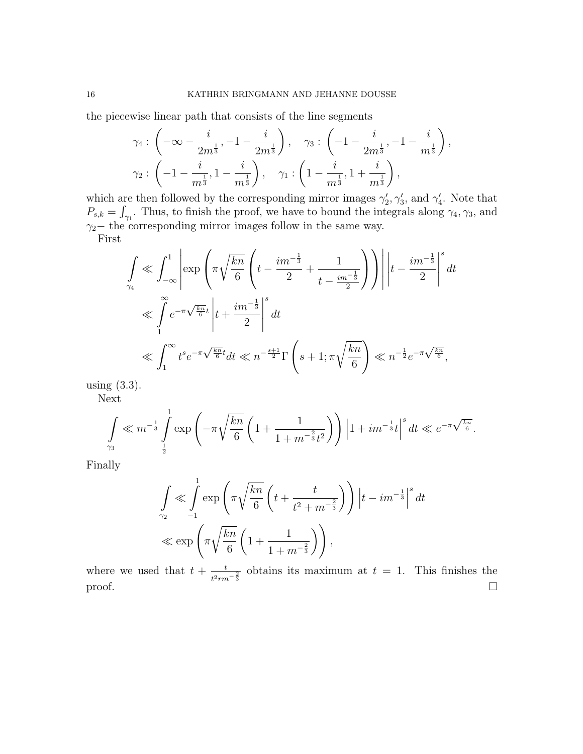the piecewise linear path that consists of the line segments

$$\gamma_4 : \left(-\infty - \frac{i}{2m^{\frac{1}{3}}}, -1 - \frac{i}{2m^{\frac{1}{3}}}\right), \quad \gamma_3 : \left(-1 - \frac{i}{2m^{\frac{1}{3}}}, -1 - \frac{i}{m^{\frac{1}{3}}}\right),$$
$$\gamma_2 : \left(-1 - \frac{i}{m^{\frac{1}{3}}}, 1 - \frac{i}{m^{\frac{1}{3}}}\right), \quad \gamma_1 : \left(1 - \frac{i}{m^{\frac{1}{3}}}, 1 + \frac{i}{m^{\frac{1}{3}}}\right),$$

which are then followed by the corresponding mirror images $\gamma_2', \gamma_3'$, and $\gamma_4'$. Note that $P_{s,k} = \int_{\gamma_1}$. Thus, to finish the proof, we have to bound the integrals along $\gamma_4, \gamma_3$, and $\gamma_2-$ the corresponding mirror images follow in the same way.

First

$$\begin{aligned}
\int_{\gamma_4} &\ll \int_{-\infty}^{1} \left| \exp\left( \pi\sqrt{\frac{kn}{6}} \left( t - \frac{im^{-\frac{1}{3}}}{2} + \frac{1}{t - \frac{im^{-\frac{1}{3}}}{2}} \right) \right) \right| \left| t - \frac{im^{-\frac{1}{3}}}{2} \right|^s dt \\
&\ll \int_{1}^{\infty} e^{-\pi\sqrt{\frac{kn}{6}}t} \left| t + \frac{im^{-\frac{1}{3}}}{2} \right|^s dt \\
&\ll \int_{1}^{\infty} t^s e^{-\pi\sqrt{\frac{kn}{6}}t} dt \ll n^{-\frac{s+1}{2}} \Gamma\left(s+1; \pi\sqrt{\frac{kn}{6}}\right) \ll n^{-\frac{1}{2}} e^{-\pi\sqrt{\frac{kn}{6}}},
\end{aligned}$$

using (3.3).

Next

$$\int_{\gamma_3} \ll m^{-\frac{1}{3}} \int_{\frac{1}{2}}^{1} \exp\left( -\pi\sqrt{\frac{kn}{6}} \left( 1 + \frac{1}{1 + m^{-\frac{2}{3}}t^2} \right) \right) \left| 1 + im^{-\frac{1}{3}}t \right|^s dt \ll e^{-\pi\sqrt{\frac{kn}{6}}}.$$

Finally

$$\begin{aligned}
\int_{\gamma_2} &\ll \int_{-1}^{1} \exp\left( \pi\sqrt{\frac{kn}{6}} \left( t + \frac{t}{t^2 + m^{-\frac{2}{3}}} \right) \right) \left| t - im^{-\frac{1}{3}} \right|^s dt \\
&\ll \exp\left( \pi\sqrt{\frac{kn}{6}} \left( 1 + \frac{1}{1 + m^{-\frac{2}{3}}} \right) \right),
\end{aligned}$$

where we used that $t + \frac{t}{t^2 rm^{-\frac{2}{3}}}$ obtains its maximum at $t = 1$. This finishes the proof. □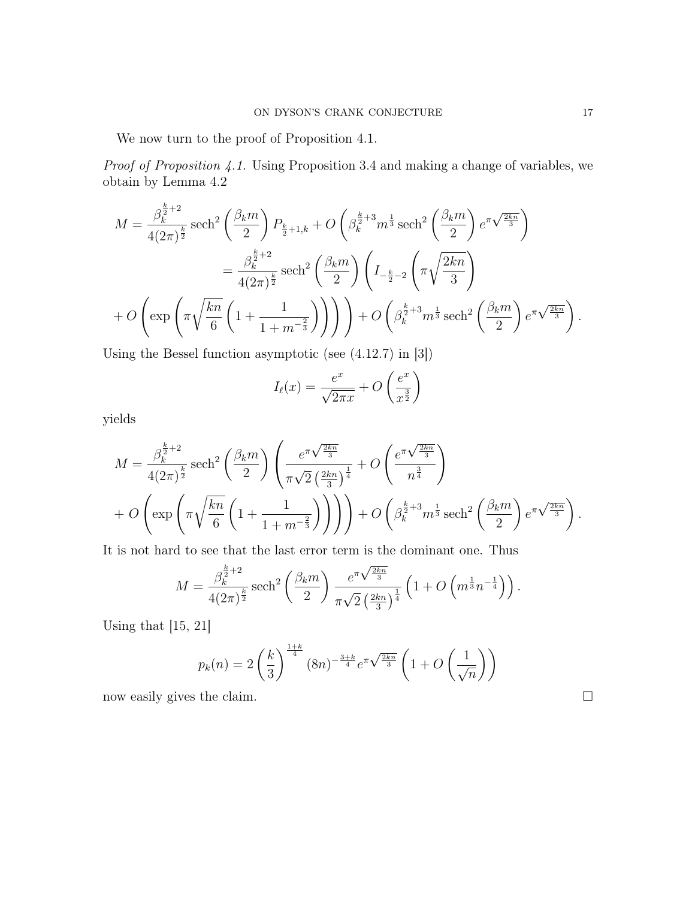We now turn to the proof of Proposition 4.1.

*Proof of Proposition 4.1.* Using Proposition 3.4 and making a change of variables, we obtain by Lemma 4.2

$$
\begin{aligned}
M = \frac{\beta_k^{\frac{k}{2}+2}}{4(2\pi)^{\frac{k}{2}}} \operatorname{sech}^2\left(\frac{\beta_k m}{2}\right) P_{\frac{k}{2}+1,k} + O\left(\beta_k^{\frac{k}{2}+3} m^{\frac{1}{3}} \operatorname{sech}^2\left(\frac{\beta_k m}{2}\right) e^{\pi\sqrt{\frac{2kn}{3}}}\right) \\
= \frac{\beta_k^{\frac{k}{2}+2}}{4(2\pi)^{\frac{k}{2}}} \operatorname{sech}^2\left(\frac{\beta_k m}{2}\right) \left(I_{-\frac{k}{2}-2}\left(\pi\sqrt{\frac{2kn}{3}}\right)\right. \\
\left. + O\left(\exp\left(\pi\sqrt{\frac{kn}{6}}\left(1+\frac{1}{1+m^{-\frac{2}{3}}}\right)\right)\right)\right) + O\left(\beta_k^{\frac{k}{2}+3} m^{\frac{1}{3}} \operatorname{sech}^2\left(\frac{\beta_k m}{2}\right) e^{\pi\sqrt{\frac{2kn}{3}}}\right).
\end{aligned}
$$

Using the Bessel function asymptotic (see (4.12.7) in [3])

$$
I_\ell(x) = \frac{e^x}{\sqrt{2\pi x}} + O\left(\frac{e^x}{x^{\frac{3}{2}}}\right)
$$

yields

$$
\begin{aligned}
M = \frac{\beta_k^{\frac{k}{2}+2}}{4(2\pi)^{\frac{k}{2}}} \operatorname{sech}^2\left(\frac{\beta_k m}{2}\right) \left(\frac{e^{\pi\sqrt{\frac{2kn}{3}}}}{\pi\sqrt{2}\left(\frac{2kn}{3}\right)^{\frac{1}{4}}} + O\left(\frac{e^{\pi\sqrt{\frac{2kn}{3}}}}{n^{\frac{3}{4}}}\right)\right. \\
\left. + O\left(\exp\left(\pi\sqrt{\frac{kn}{6}}\left(1+\frac{1}{1+m^{-\frac{2}{3}}}\right)\right)\right)\right) + O\left(\beta_k^{\frac{k}{2}+3} m^{\frac{1}{3}} \operatorname{sech}^2\left(\frac{\beta_k m}{2}\right) e^{\pi\sqrt{\frac{2kn}{3}}}\right).
\end{aligned}
$$

It is not hard to see that the last error term is the dominant one. Thus

$$
M = \frac{\beta_k^{\frac{k}{2}+2}}{4(2\pi)^{\frac{k}{2}}} \operatorname{sech}^2\left(\frac{\beta_k m}{2}\right) \frac{e^{\pi\sqrt{\frac{2kn}{3}}}}{\pi\sqrt{2}\left(\frac{2kn}{3}\right)^{\frac{1}{4}}} \left(1 + O\left(m^{\frac{1}{3}} n^{-\frac{1}{4}}\right)\right).
$$

Using that [15, 21]

$$
p_k(n) = 2\left(\frac{k}{3}\right)^{\frac{1+k}{4}} (8n)^{-\frac{3+k}{4}} e^{\pi\sqrt{\frac{2kn}{3}}} \left(1 + O\left(\frac{1}{\sqrt{n}}\right)\right)
$$

now easily gives the claim. □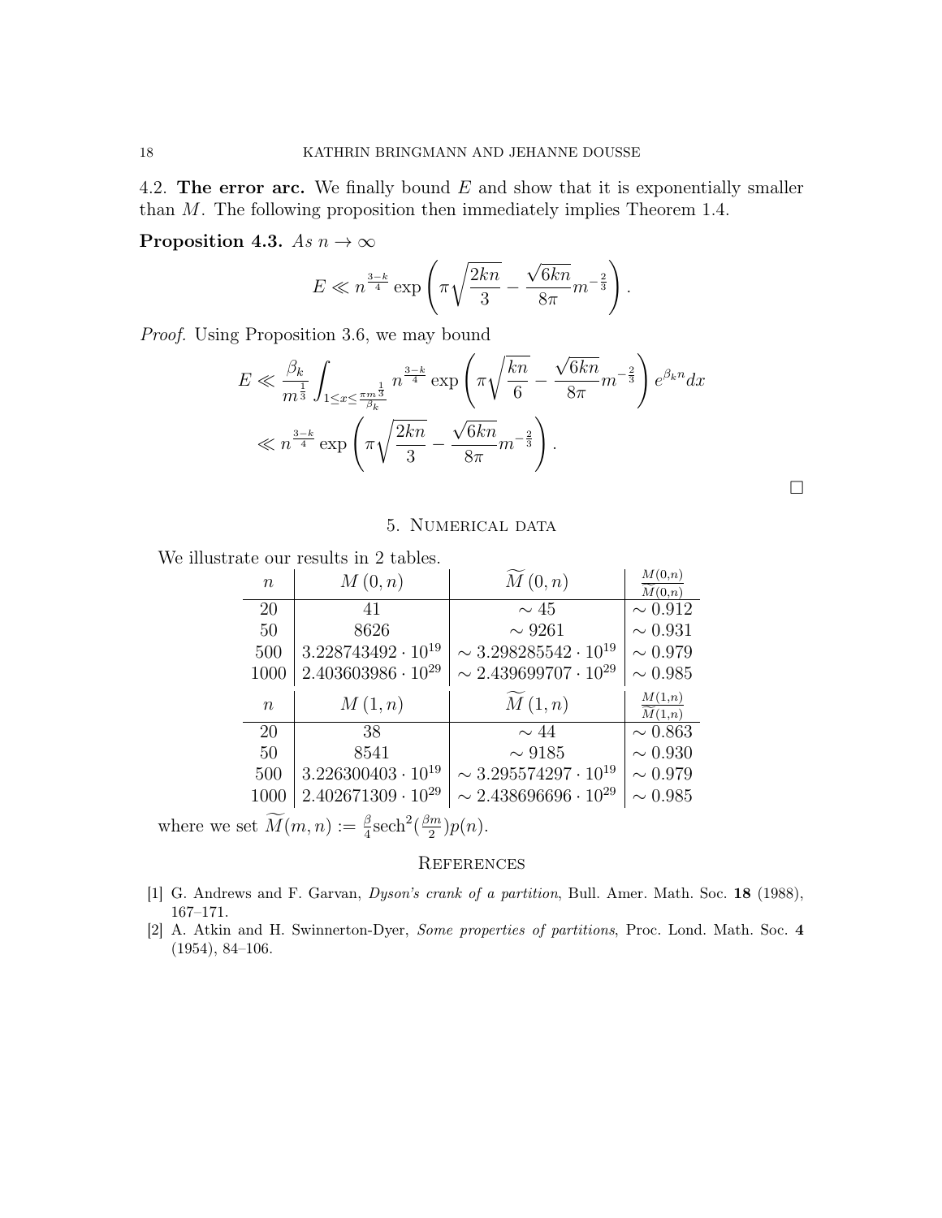### 4.2. The error arc.

We finally bound $E$ and show that it is exponentially smaller than $M$. The following proposition then immediately implies Theorem 1.4.

**Proposition 4.3.** *As $n \to \infty$*

$$E \ll n^{\frac{3-k}{4}} \exp\left(\pi\sqrt{\frac{2kn}{3}} - \frac{\sqrt{6kn}}{8\pi} m^{-\frac{2}{3}}\right).$$

*Proof.* Using Proposition 3.6, we may bound

$$\begin{aligned}
E &\ll \frac{\beta_k}{m^{\frac{1}{3}}} \int_{1 \leq x \leq \frac{\pi m^{\frac{1}{3}}}{\beta_k}} n^{\frac{3-k}{4}} \exp\left(\pi\sqrt{\frac{kn}{6}} - \frac{\sqrt{6kn}}{8\pi} m^{-\frac{2}{3}}\right) e^{\beta_k n} dx \\
&\ll n^{\frac{3-k}{4}} \exp\left(\pi\sqrt{\frac{2kn}{3}} - \frac{\sqrt{6kn}}{8\pi} m^{-\frac{2}{3}}\right).
\end{aligned}$$

□

## 5. Numerical data

We illustrate our results in 2 tables.

| $n$ | $M(0,n)$ | $\widetilde{M}(0,n)$ | $\frac{M(0,n)}{\widetilde{M}(0,n)}$ |
|---|---|---|---|
| 20 | 41 | $\sim 45$ | $\sim 0.912$ |
| 50 | 8626 | $\sim 9261$ | $\sim 0.931$ |
| 500 | $3.228743492 \cdot 10^{19}$ | $\sim 3.298285542 \cdot 10^{19}$ | $\sim 0.979$ |
| 1000 | $2.403603986 \cdot 10^{29}$ | $\sim 2.439699707 \cdot 10^{29}$ | $\sim 0.985$ |

| $n$ | $M(1,n)$ | $\widetilde{M}(1,n)$ | $\frac{M(1,n)}{\widetilde{M}(1,n)}$ |
|---|---|---|---|
| 20 | 38 | $\sim 44$ | $\sim 0.863$ |
| 50 | 8541 | $\sim 9185$ | $\sim 0.930$ |
| 500 | $3.226300403 \cdot 10^{19}$ | $\sim 3.295574297 \cdot 10^{19}$ | $\sim 0.979$ |
| 1000 | $2.402671309 \cdot 10^{29}$ | $\sim 2.438696696 \cdot 10^{29}$ | $\sim 0.985$ |

where we set $\widetilde{M}(m,n) := \frac{\beta}{4}\operatorname{sech}^2(\frac{\beta m}{2})p(n)$.

## References

[1] G. Andrews and F. Garvan, *Dyson's crank of a partition*, Bull. Amer. Math. Soc. **18** (1988), 167–171.

[2] A. Atkin and H. Swinnerton-Dyer, *Some properties of partitions*, Proc. Lond. Math. Soc. **4** (1954), 84–106.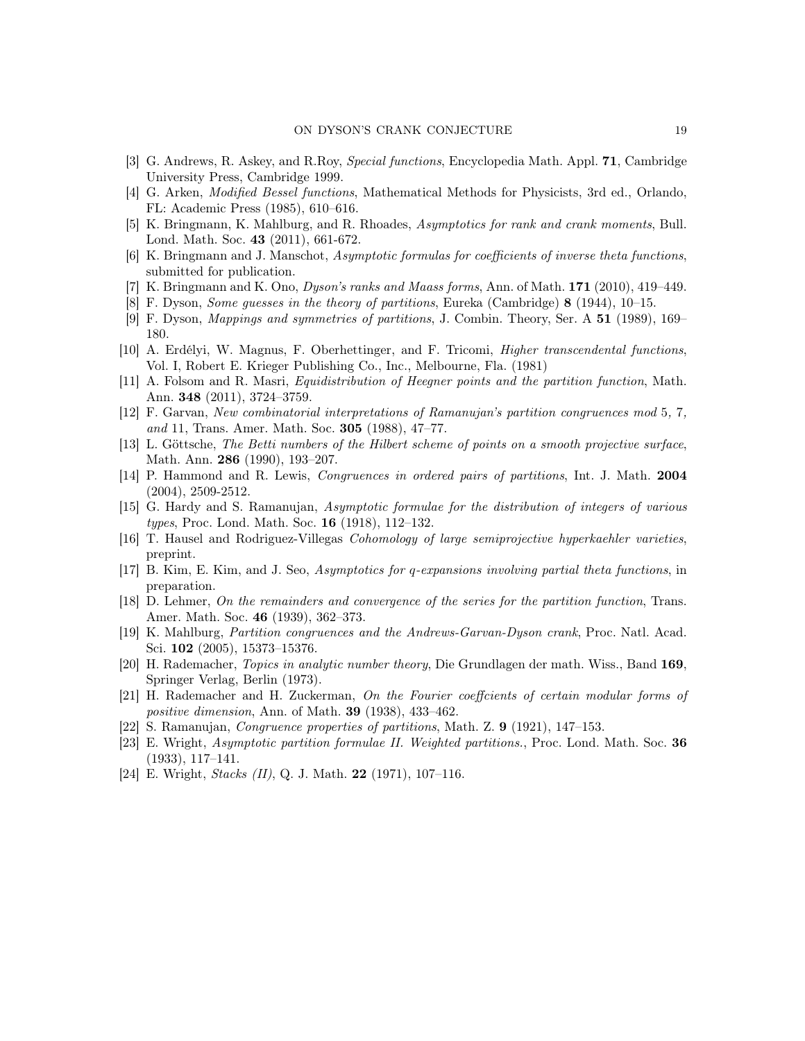- [3] G. Andrews, R. Askey, and R.Roy, *Special functions*, Encyclopedia Math. Appl. **71**, Cambridge University Press, Cambridge 1999.
- [4] G. Arken, *Modified Bessel functions*, Mathematical Methods for Physicists, 3rd ed., Orlando, FL: Academic Press (1985), 610–616.
- [5] K. Bringmann, K. Mahlburg, and R. Rhoades, *Asymptotics for rank and crank moments*, Bull. Lond. Math. Soc. **43** (2011), 661-672.
- [6] K. Bringmann and J. Manschot, *Asymptotic formulas for coefficients of inverse theta functions*, submitted for publication.
- [7] K. Bringmann and K. Ono, *Dyson's ranks and Maass forms*, Ann. of Math. **171** (2010), 419–449.
- [8] F. Dyson, *Some guesses in the theory of partitions*, Eureka (Cambridge) **8** (1944), 10–15.
- [9] F. Dyson, *Mappings and symmetries of partitions*, J. Combin. Theory, Ser. A **51** (1989), 169–180.
- [10] A. Erdélyi, W. Magnus, F. Oberhettinger, and F. Tricomi, *Higher transcendental functions*, Vol. I, Robert E. Krieger Publishing Co., Inc., Melbourne, Fla. (1981)
- [11] A. Folsom and R. Masri, *Equidistribution of Heegner points and the partition function*, Math. Ann. **348** (2011), 3724–3759.
- [12] F. Garvan, *New combinatorial interpretations of Ramanujan's partition congruences mod* 5*,* 7*, and* 11, Trans. Amer. Math. Soc. **305** (1988), 47–77.
- [13] L. Göttsche, *The Betti numbers of the Hilbert scheme of points on a smooth projective surface*, Math. Ann. **286** (1990), 193–207.
- [14] P. Hammond and R. Lewis, *Congruences in ordered pairs of partitions*, Int. J. Math. **2004** (2004), 2509-2512.
- [15] G. Hardy and S. Ramanujan, *Asymptotic formulae for the distribution of integers of various types*, Proc. Lond. Math. Soc. **16** (1918), 112–132.
- [16] T. Hausel and Rodriguez-Villegas *Cohomology of large semiprojective hyperkaehler varieties*, preprint.
- [17] B. Kim, E. Kim, and J. Seo, *Asymptotics for q-expansions involving partial theta functions*, in preparation.
- [18] D. Lehmer, *On the remainders and convergence of the series for the partition function*, Trans. Amer. Math. Soc. **46** (1939), 362–373.
- [19] K. Mahlburg, *Partition congruences and the Andrews-Garvan-Dyson crank*, Proc. Natl. Acad. Sci. **102** (2005), 15373–15376.
- [20] H. Rademacher, *Topics in analytic number theory*, Die Grundlagen der math. Wiss., Band **169**, Springer Verlag, Berlin (1973).
- [21] H. Rademacher and H. Zuckerman, *On the Fourier coeffcients of certain modular forms of positive dimension*, Ann. of Math. **39** (1938), 433–462.
- [22] S. Ramanujan, *Congruence properties of partitions*, Math. Z. **9** (1921), 147–153.
- [23] E. Wright, *Asymptotic partition formulae II. Weighted partitions.*, Proc. Lond. Math. Soc. **36** (1933), 117–141.
- [24] E. Wright, *Stacks (II)*, Q. J. Math. **22** (1971), 107–116.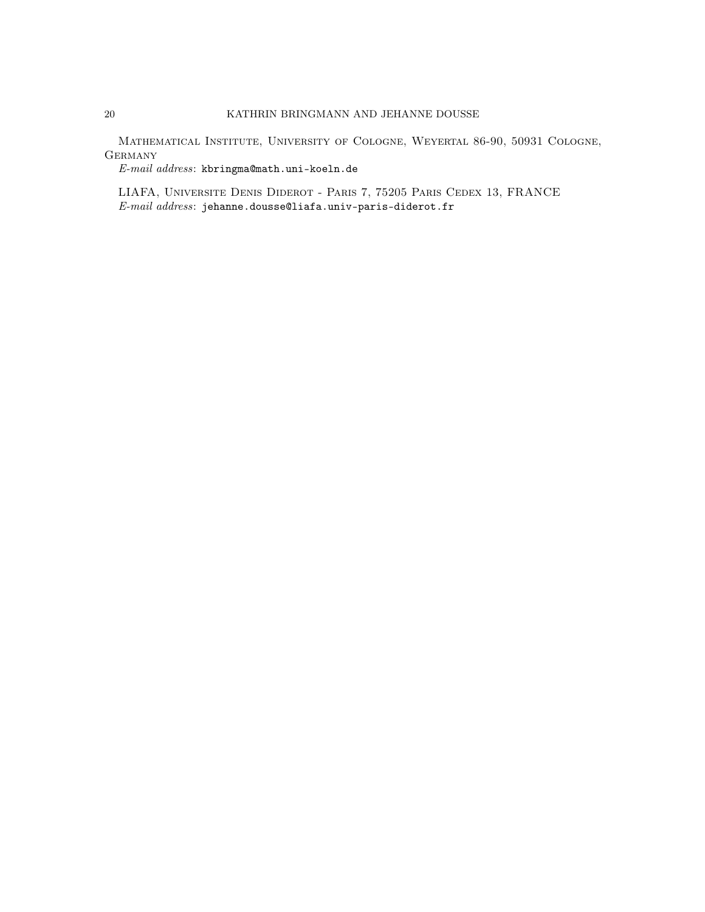Mathematical Institute, University of Cologne, Weyertal 86-90, 50931 Cologne, Germany

*E-mail address*: kbringma@math.uni-koeln.de

LIAFA, Universite Denis Diderot - Paris 7, 75205 Paris Cedex 13, FRANCE

*E-mail address*: jehanne.dousse@liafa.univ-paris-diderot.fr